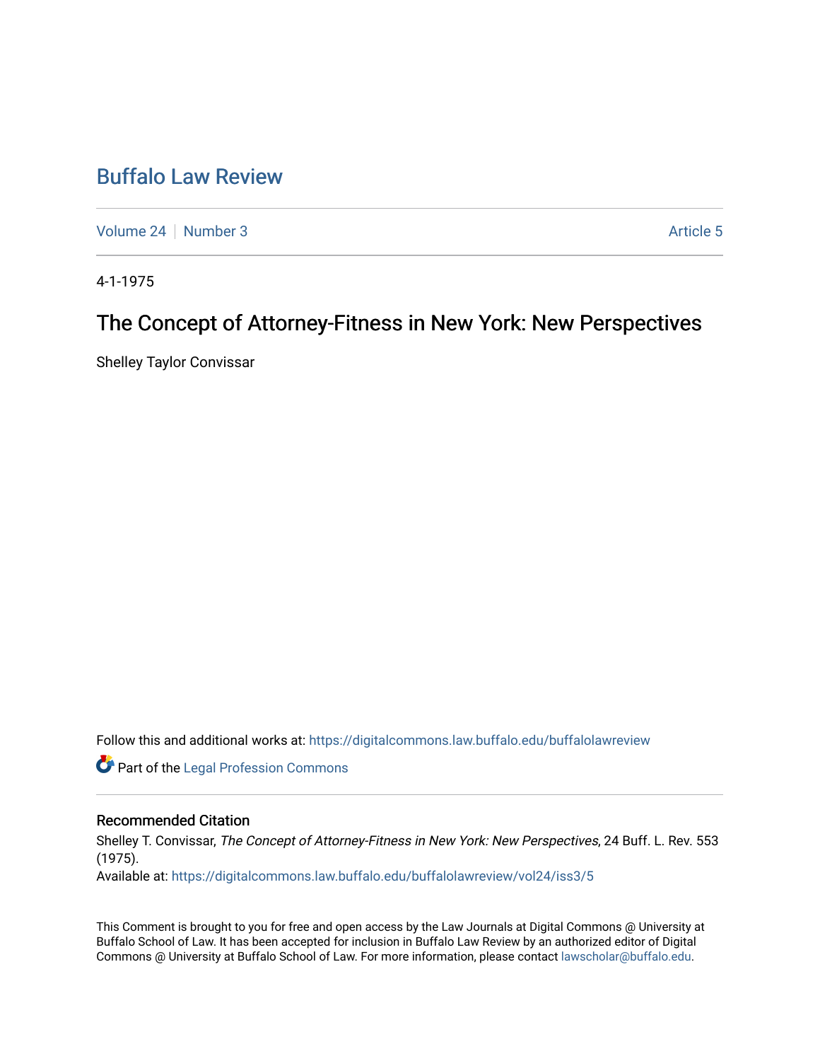# Buffalo Law Review

Volume 24 | Number 3 Article 5

4-1-1975

## The Concept of Attorney-Fitness in New York: New Perspectives

Shelley Taylor Convissar

Follow this and additional works at: https://digitalcommons.law.buffalo.edu/buffalolawreview

Part of the Legal Profession Commons

### Recommended Citation

Shelley T. Convissar, *The Concept of Attorney-Fitness in New York: New Perspectives*, 24 Buff. L. Rev. 553 (1975).

Available at: https://digitalcommons.law.buffalo.edu/buffalolawreview/vol24/iss3/5

This Comment is brought to you for free and open access by the Law Journals at Digital Commons @ University at Buffalo School of Law. It has been accepted for inclusion in Buffalo Law Review by an authorized editor of Digital Commons @ University at Buffalo School of Law. For more information, please contact lawscholar@buffalo.edu.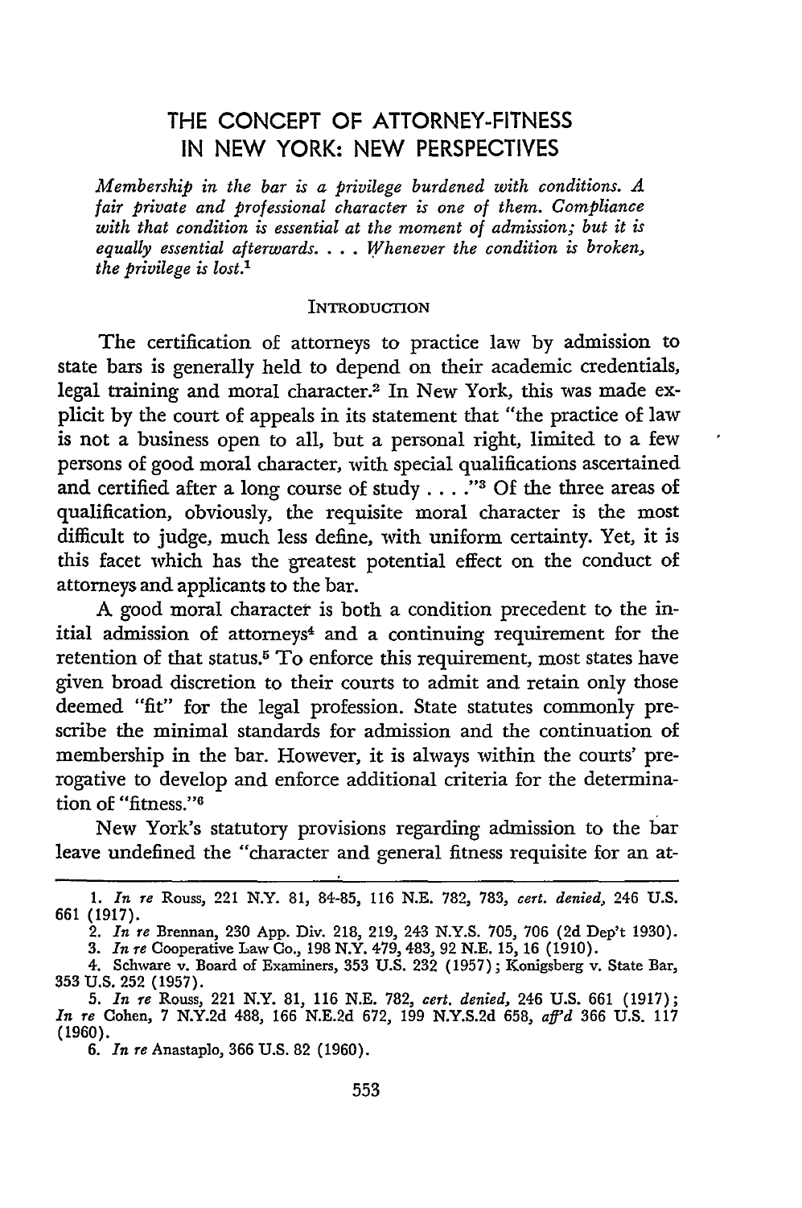# THE CONCEPT OF ATTORNEY-FITNESS IN NEW YORK: NEW PERSPECTIVES

*Membership in the bar is a privilege burdened with conditions. A fair private and professional character is one of them. Compliance with that condition is essential at the moment of admission; but it is equally essential afterwards. . . . Whenever the condition is broken, the privilege is lost.*[1]

## INTRODUCTION

The certification of attorneys to practice law by admission to state bars is generally held to depend on their academic credentials, legal training and moral character.[2] In New York, this was made explicit by the court of appeals in its statement that "the practice of law is not a business open to all, but a personal right, limited to a few persons of good moral character, with special qualifications ascertained and certified after a long course of study . . . ."[3] Of the three areas of qualification, obviously, the requisite moral character is the most difficult to judge, much less define, with uniform certainty. Yet, it is this facet which has the greatest potential effect on the conduct of attorneys and applicants to the bar.

A good moral character is both a condition precedent to the initial admission of attorneys[4] and a continuing requirement for the retention of that status.[5] To enforce this requirement, most states have given broad discretion to their courts to admit and retain only those deemed "fit" for the legal profession. State statutes commonly prescribe the minimal standards for admission and the continuation of membership in the bar. However, it is always within the courts' prerogative to develop and enforce additional criteria for the determination of "fitness."[6]

New York's statutory provisions regarding admission to the bar leave undefined the "character and general fitness requisite for an at-

---

1. *In re* Rouss, 221 N.Y. 81, 84-85, 116 N.E. 782, 783, *cert. denied*, 246 U.S. 661 (1917).

2. *In re* Brennan, 230 App. Div. 218, 219, 243 N.Y.S. 705, 706 (2d Dep't 1930).

3. *In re* Cooperative Law Co., 198 N.Y. 479, 483, 92 N.E. 15, 16 (1910).

4. Schware v. Board of Examiners, 353 U.S. 232 (1957); Konigsberg v. State Bar, 353 U.S. 252 (1957).

5. *In re* Rouss, 221 N.Y. 81, 116 N.E. 782, *cert. denied*, 246 U.S. 661 (1917); *In re* Cohen, 7 N.Y.2d 488, 166 N.E.2d 672, 199 N.Y.S.2d 658, *aff'd* 366 U.S. 117 (1960).

6. *In re* Anastaplo, 366 U.S. 82 (1960).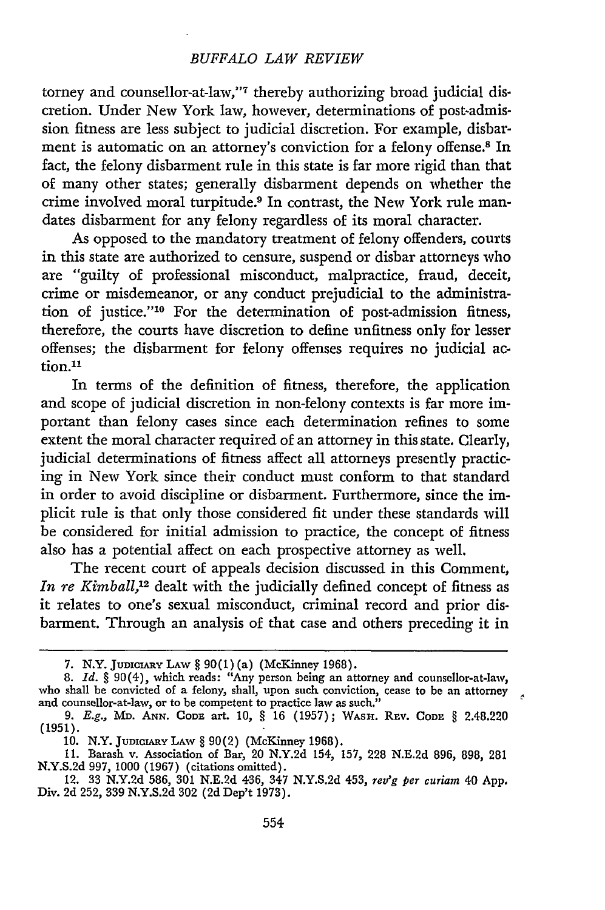torney and counsellor-at-law,"[7] thereby authorizing broad judicial discretion. Under New York law, however, determinations of post-admission fitness are less subject to judicial discretion. For example, disbarment is automatic on an attorney's conviction for a felony offense.[8] In fact, the felony disbarment rule in this state is far more rigid than that of many other states; generally disbarment depends on whether the crime involved moral turpitude.[9] In contrast, the New York rule mandates disbarment for any felony regardless of its moral character.

As opposed to the mandatory treatment of felony offenders, courts in this state are authorized to censure, suspend or disbar attorneys who are "guilty of professional misconduct, malpractice, fraud, deceit, crime or misdemeanor, or any conduct prejudicial to the administration of justice."[10] For the determination of post-admission fitness, therefore, the courts have discretion to define unfitness only for lesser offenses; the disbarment for felony offenses requires no judicial action.[11]

In terms of the definition of fitness, therefore, the application and scope of judicial discretion in non-felony contexts is far more important than felony cases since each determination refines to some extent the moral character required of an attorney in this state. Clearly, judicial determinations of fitness affect all attorneys presently practicing in New York since their conduct must conform to that standard in order to avoid discipline or disbarment. Furthermore, since the implicit rule is that only those considered fit under these standards will be considered for initial admission to practice, the concept of fitness also has a potential affect on each prospective attorney as well.

The recent court of appeals decision discussed in this Comment, *In re Kimball*,[12] dealt with the judicially defined concept of fitness as it relates to one's sexual misconduct, criminal record and prior disbarment. Through an analysis of that case and others preceding it in

---

7. N.Y. JUDICIARY LAW § 90(1)(a) (McKinney 1968).

8. *Id.* § 90(4), which reads: "Any person being an attorney and counsellor-at-law, who shall be convicted of a felony, shall, upon such conviction, cease to be an attorney and counsellor-at-law, or to be competent to practice law as such."

9. *E.g.*, MD. ANN. CODE art. 10, § 16 (1957); WASH. REV. CODE § 2.48.220 (1951).

10. N.Y. JUDICIARY LAW § 90(2) (McKinney 1968).

11. Barash v. Association of Bar, 20 N.Y.2d 154, 157, 228 N.E.2d 896, 898, 281 N.Y.S.2d 997, 1000 (1967) (citations omitted).

12. 33 N.Y.2d 586, 301 N.E.2d 436, 347 N.Y.S.2d 453, *rev'g per curiam* 40 App. Div. 2d 252, 339 N.Y.S.2d 302 (2d Dep't 1973).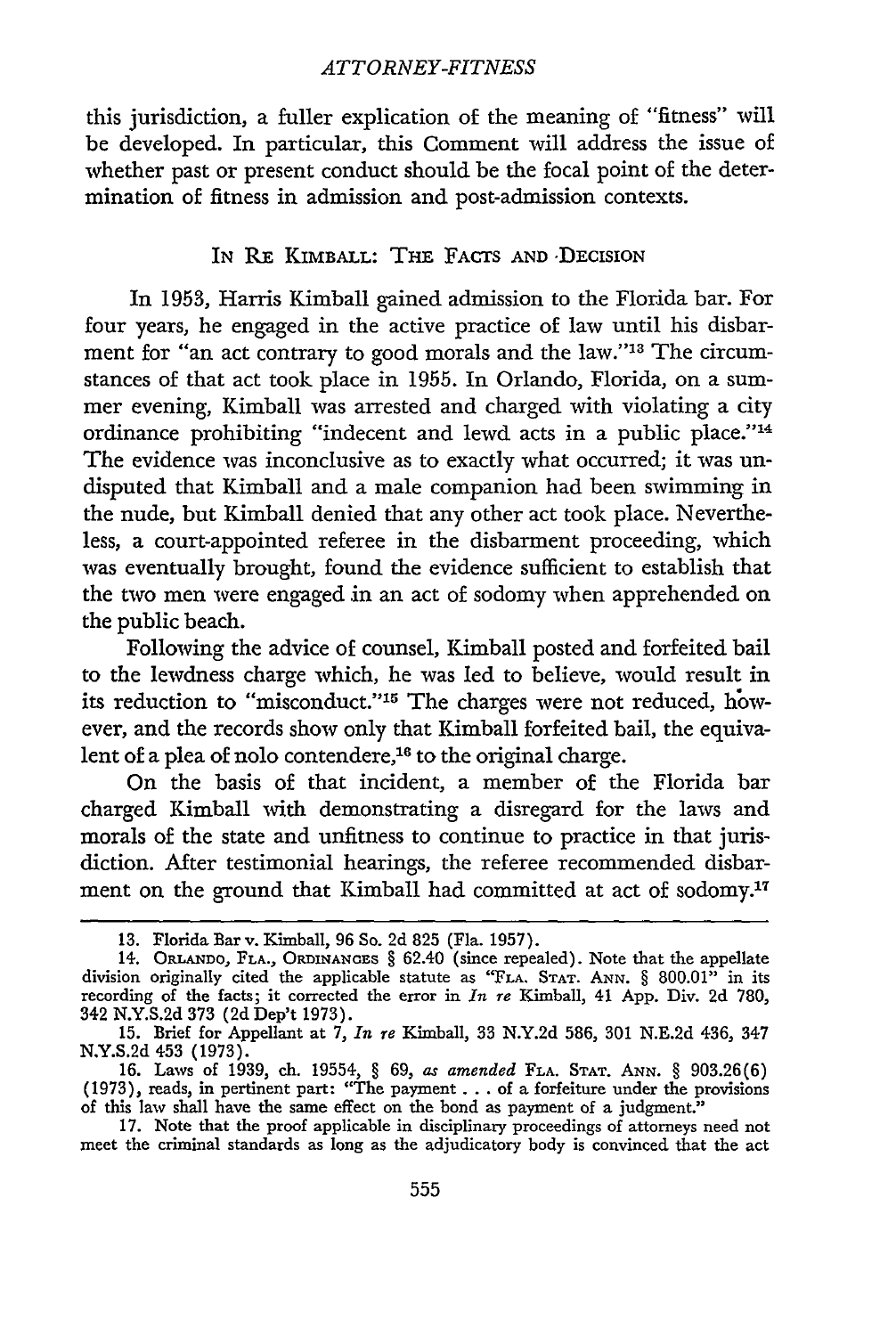this jurisdiction, a fuller explication of the meaning of "fitness" will be developed. In particular, this Comment will address the issue of whether past or present conduct should be the focal point of the determination of fitness in admission and post-admission contexts.

## IN RE KIMBALL: THE FACTS AND DECISION

In 1953, Harris Kimball gained admission to the Florida bar. For four years, he engaged in the active practice of law until his disbarment for "an act contrary to good morals and the law."[13] The circumstances of that act took place in 1955. In Orlando, Florida, on a summer evening, Kimball was arrested and charged with violating a city ordinance prohibiting "indecent and lewd acts in a public place."[14] The evidence was inconclusive as to exactly what occurred; it was undisputed that Kimball and a male companion had been swimming in the nude, but Kimball denied that any other act took place. Nevertheless, a court-appointed referee in the disbarment proceeding, which was eventually brought, found the evidence sufficient to establish that the two men were engaged in an act of sodomy when apprehended on the public beach.

Following the advice of counsel, Kimball posted and forfeited bail to the lewdness charge which, he was led to believe, would result in its reduction to "misconduct."[15] The charges were not reduced, however, and the records show only that Kimball forfeited bail, the equivalent of a plea of nolo contendere,[16] to the original charge.

On the basis of that incident, a member of the Florida bar charged Kimball with demonstrating a disregard for the laws and morals of the state and unfitness to continue to practice in that jurisdiction. After testimonial hearings, the referee recommended disbarment on the ground that Kimball had committed at act of sodomy.[17]

---

13. Florida Bar v. Kimball, 96 So. 2d 825 (Fla. 1957).

14. ORLANDO, FLA., ORDINANCES § 62.40 (since repealed). Note that the appellate division originally cited the applicable statute as "FLA. STAT. ANN. § 800.01" in its recording of the facts; it corrected the error in *In re* Kimball, 41 App. Div. 2d 780, 342 N.Y.S.2d 373 (2d Dep't 1973).

15. Brief for Appellant at 7, *In re* Kimball, 33 N.Y.2d 586, 301 N.E.2d 436, 347 N.Y.S.2d 453 (1973).

16. Laws of 1939, ch. 19554, § 69, *as amended* FLA. STAT. ANN. § 903.26(6) (1973), reads, in pertinent part: "The payment . . . of a forfeiture under the provisions of this law shall have the same effect on the bond as payment of a judgment."

17. Note that the proof applicable in disciplinary proceedings of attorneys need not meet the criminal standards as long as the adjudicatory body is convinced that the act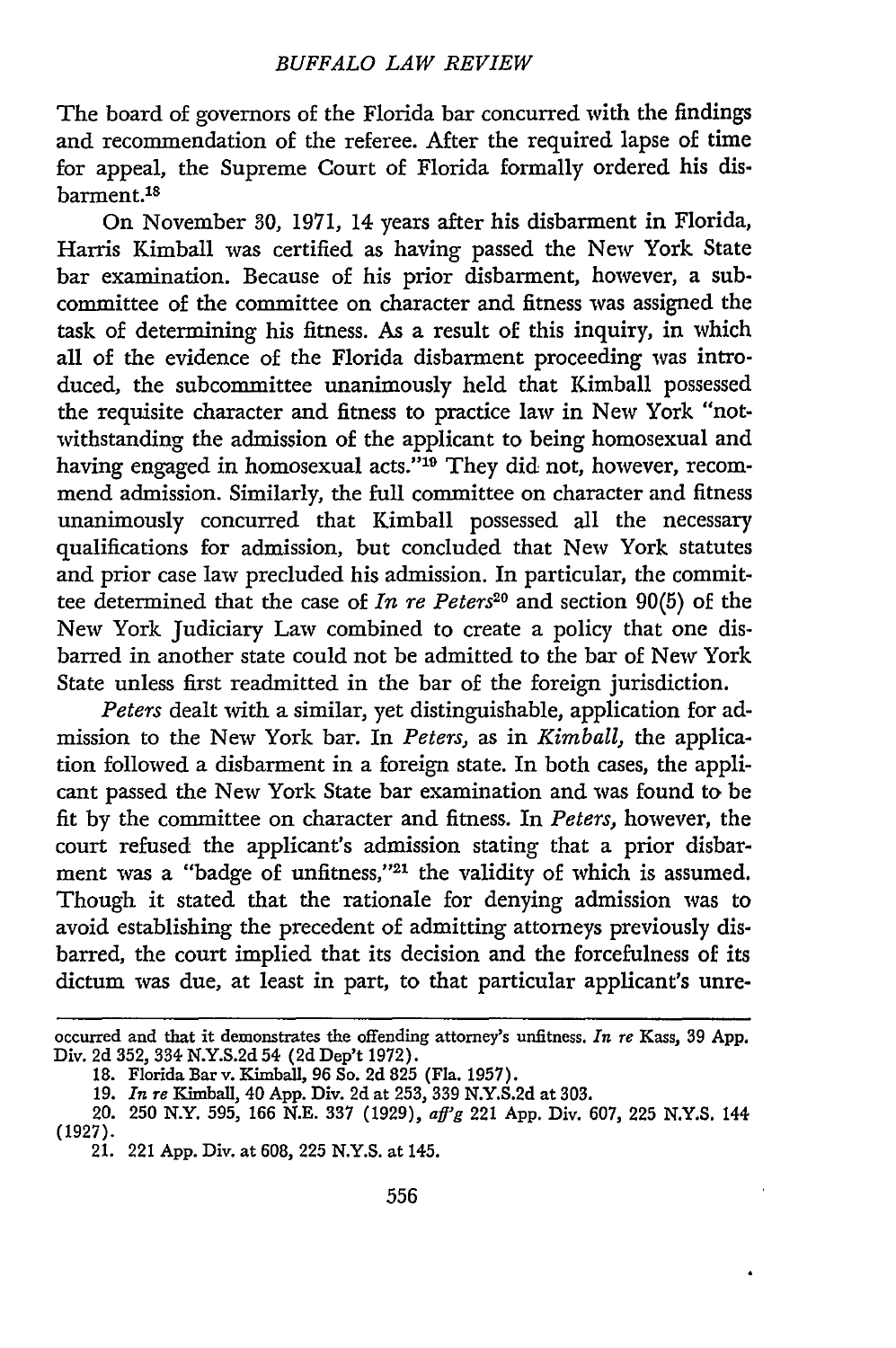The board of governors of the Florida bar concurred with the findings and recommendation of the referee. After the required lapse of time for appeal, the Supreme Court of Florida formally ordered his disbarment.[18]

On November 30, 1971, 14 years after his disbarment in Florida, Harris Kimball was certified as having passed the New York State bar examination. Because of his prior disbarment, however, a subcommittee of the committee on character and fitness was assigned the task of determining his fitness. As a result of this inquiry, in which all of the evidence of the Florida disbarment proceeding was introduced, the subcommittee unanimously held that Kimball possessed the requisite character and fitness to practice law in New York "notwithstanding the admission of the applicant to being homosexual and having engaged in homosexual acts."[19] They did not, however, recommend admission. Similarly, the full committee on character and fitness unanimously concurred that Kimball possessed all the necessary qualifications for admission, but concluded that New York statutes and prior case law precluded his admission. In particular, the committee determined that the case of *In re Peters*[20] and section 90(5) of the New York Judiciary Law combined to create a policy that one disbarred in another state could not be admitted to the bar of New York State unless first readmitted in the bar of the foreign jurisdiction.

*Peters* dealt with a similar, yet distinguishable, application for admission to the New York bar. In *Peters*, as in *Kimball*, the application followed a disbarment in a foreign state. In both cases, the applicant passed the New York State bar examination and was found to be fit by the committee on character and fitness. In *Peters*, however, the court refused the applicant's admission stating that a prior disbarment was a "badge of unfitness,"[21] the validity of which is assumed. Though it stated that the rationale for denying admission was to avoid establishing the precedent of admitting attorneys previously disbarred, the court implied that its decision and the forcefulness of its dictum was due, at least in part, to that particular applicant's unre-

---

occurred and that it demonstrates the offending attorney's unfitness. *In re* Kass, 39 App. Div. 2d 352, 334 N.Y.S.2d 54 (2d Dep't 1972).

18. Florida Bar v. Kimball, 96 So. 2d 825 (Fla. 1957).

19. *In re* Kimball, 40 App. Div. 2d at 253, 339 N.Y.S.2d at 303.

20. 250 N.Y. 595, 166 N.E. 337 (1929), *aff'g* 221 App. Div. 607, 225 N.Y.S. 144 (1927).

21. 221 App. Div. at 608, 225 N.Y.S. at 145.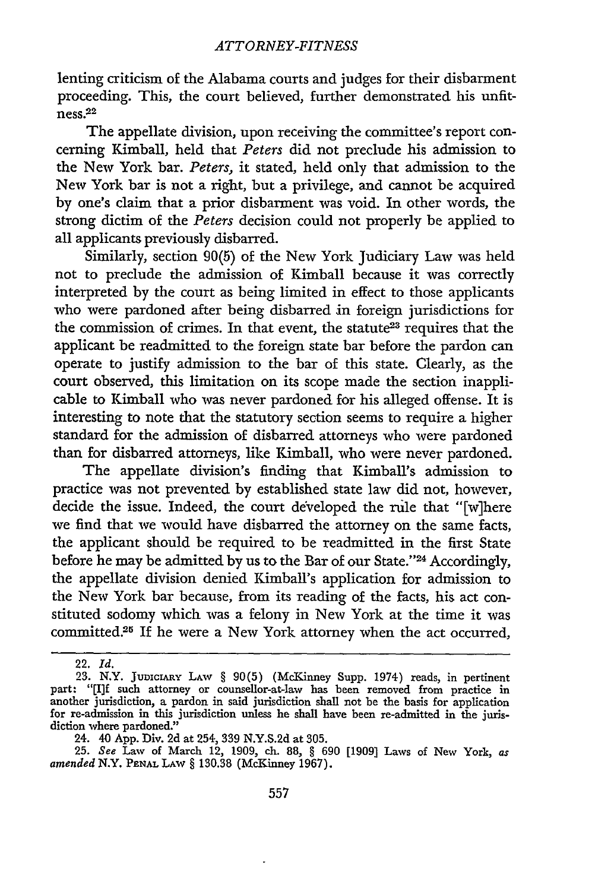lenting criticism of the Alabama courts and judges for their disbarment proceeding. This, the court believed, further demonstrated his unfitness.[22]

The appellate division, upon receiving the committee's report concerning Kimball, held that *Peters* did not preclude his admission to the New York bar. *Peters,* it stated, held only that admission to the New York bar is not a right, but a privilege, and cannot be acquired by one's claim that a prior disbarment was void. In other words, the strong dictim of the *Peters* decision could not properly be applied to all applicants previously disbarred.

Similarly, section 90(5) of the New York Judiciary Law was held not to preclude the admission of Kimball because it was correctly interpreted by the court as being limited in effect to those applicants who were pardoned after being disbarred in foreign jurisdictions for the commission of crimes. In that event, the statute[23] requires that the applicant be readmitted to the foreign state bar before the pardon can operate to justify admission to the bar of this state. Clearly, as the court observed, this limitation on its scope made the section inapplicable to Kimball who was never pardoned for his alleged offense. It is interesting to note that the statutory section seems to require a higher standard for the admission of disbarred attorneys who were pardoned than for disbarred attorneys, like Kimball, who were never pardoned.

The appellate division's finding that Kimball's admission to practice was not prevented by established state law did not, however, decide the issue. Indeed, the court developed the rule that "[w]here we find that we would have disbarred the attorney on the same facts, the applicant should be required to be readmitted in the first State before he may be admitted by us to the Bar of our State."[24] Accordingly, the appellate division denied Kimball's application for admission to the New York bar because, from its reading of the facts, his act constituted sodomy which was a felony in New York at the time it was committed.[25] If he were a New York attorney when the act occurred,

---

22. *Id.*

23. N.Y. JUDICIARY LAW § 90(5) (McKinney Supp. 1974) reads, in pertinent part: "[I]f such attorney or counsellor-at-law has been removed from practice in another jurisdiction, a pardon in said jurisdiction shall not be the basis for application for re-admission in this jurisdiction unless he shall have been re-admitted in the jurisdiction where pardoned."

24. 40 App. Div. 2d at 254, 339 N.Y.S.2d at 305.

25. *See* Law of March 12, 1909, ch. 88, § 690 [1909] Laws of New York, *as amended* N.Y. PENAL LAW § 130.38 (McKinney 1967).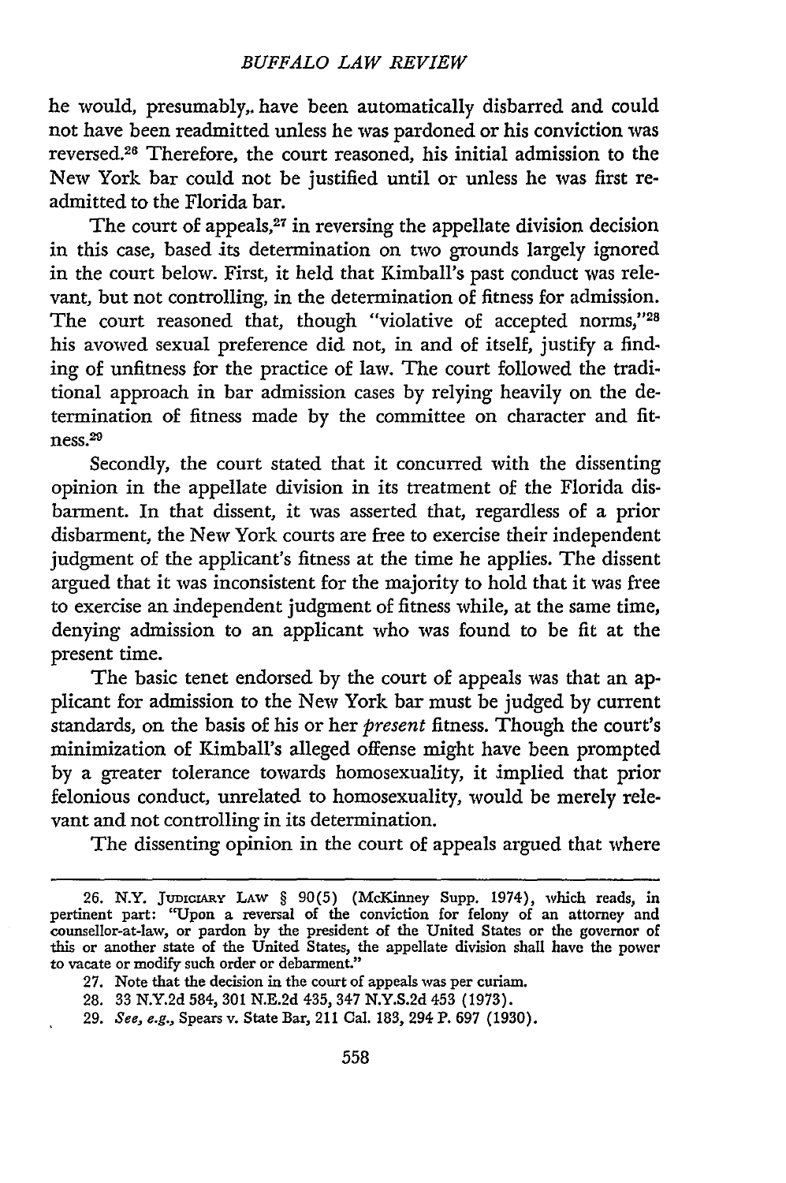he would, presumably, have been automatically disbarred and could not have been readmitted unless he was pardoned or his conviction was reversed.[26] Therefore, the court reasoned, his initial admission to the New York bar could not be justified until or unless he was first readmitted to the Florida bar.

The court of appeals,[27] in reversing the appellate division decision in this case, based its determination on two grounds largely ignored in the court below. First, it held that Kimball's past conduct was relevant, but not controlling, in the determination of fitness for admission. The court reasoned that, though "violative of accepted norms,"[28] his avowed sexual preference did not, in and of itself, justify a finding of unfitness for the practice of law. The court followed the traditional approach in bar admission cases by relying heavily on the determination of fitness made by the committee on character and fitness.[29]

Secondly, the court stated that it concurred with the dissenting opinion in the appellate division in its treatment of the Florida disbarment. In that dissent, it was asserted that, regardless of a prior disbarment, the New York courts are free to exercise their independent judgment of the applicant's fitness at the time he applies. The dissent argued that it was inconsistent for the majority to hold that it was free to exercise an independent judgment of fitness while, at the same time, denying admission to an applicant who was found to be fit at the present time.

The basic tenet endorsed by the court of appeals was that an applicant for admission to the New York bar must be judged by current standards, on the basis of his or her *present* fitness. Though the court's minimization of Kimball's alleged offense might have been prompted by a greater tolerance towards homosexuality, it implied that prior felonious conduct, unrelated to homosexuality, would be merely relevant and not controlling in its determination.

The dissenting opinion in the court of appeals argued that where

---

26. N.Y. JUDICIARY LAW § 90(5) (McKinney Supp. 1974), which reads, in pertinent part: "Upon a reversal of the conviction for felony of an attorney and counsellor-at-law, or pardon by the president of the United States or the governor of this or another state of the United States, the appellate division shall have the power to vacate or modify such order or debarment."

27. Note that the decision in the court of appeals was per curiam.

28. 33 N.Y.2d 584, 301 N.E.2d 435, 347 N.Y.S.2d 453 (1973).

29. *See, e.g.*, Spears v. State Bar, 211 Cal. 183, 294 P. 697 (1930).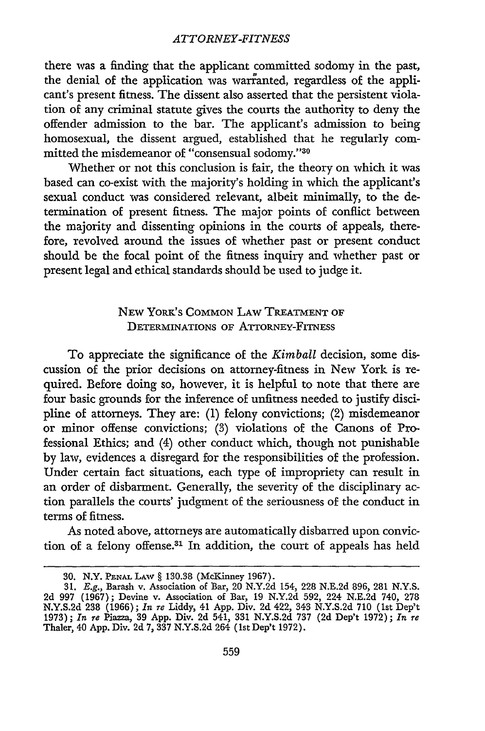there was a finding that the applicant committed sodomy in the past, the denial of the application was warranted, regardless of the applicant's present fitness. The dissent also asserted that the persistent violation of any criminal statute gives the courts the authority to deny the offender admission to the bar. The applicant's admission to being homosexual, the dissent argued, established that he regularly committed the misdemeanor of "consensual sodomy."[30]

Whether or not this conclusion is fair, the theory on which it was based can co-exist with the majority's holding in which the applicant's sexual conduct was considered relevant, albeit minimally, to the determination of present fitness. The major points of conflict between the majority and dissenting opinions in the courts of appeals, therefore, revolved around the issues of whether past or present conduct should be the focal point of the fitness inquiry and whether past or present legal and ethical standards should be used to judge it.

## New York's Common Law Treatment of Determinations of Attorney-Fitness

To appreciate the significance of the *Kimball* decision, some discussion of the prior decisions on attorney-fitness in New York is required. Before doing so, however, it is helpful to note that there are four basic grounds for the inference of unfitness needed to justify discipline of attorneys. They are: (1) felony convictions; (2) misdemeanor or minor offense convictions; (3) violations of the Canons of Professional Ethics; and (4) other conduct which, though not punishable by law, evidences a disregard for the responsibilities of the profession. Under certain fact situations, each type of impropriety can result in an order of disbarment. Generally, the severity of the disciplinary action parallels the courts' judgment of the seriousness of the conduct in terms of fitness.

As noted above, attorneys are automatically disbarred upon conviction of a felony offense.[31] In addition, the court of appeals has held

---

30. N.Y. Penal Law § 130.38 (McKinney 1967).

31. *E.g.*, Barash v. Association of Bar, 20 N.Y.2d 154, 228 N.E.2d 896, 281 N.Y.S. 2d 997 (1967); Devine v. Association of Bar, 19 N.Y.2d 592, 224 N.E.2d 740, 278 N.Y.S.2d 238 (1966); *In re* Liddy, 41 App. Div. 2d 422, 343 N.Y.S.2d 710 (1st Dep't 1973); *In re* Piazza, 39 App. Div. 2d 541, 331 N.Y.S.2d 737 (2d Dep't 1972); *In re* Thaler, 40 App. Div. 2d 7, 337 N.Y.S.2d 264 (1st Dep't 1972).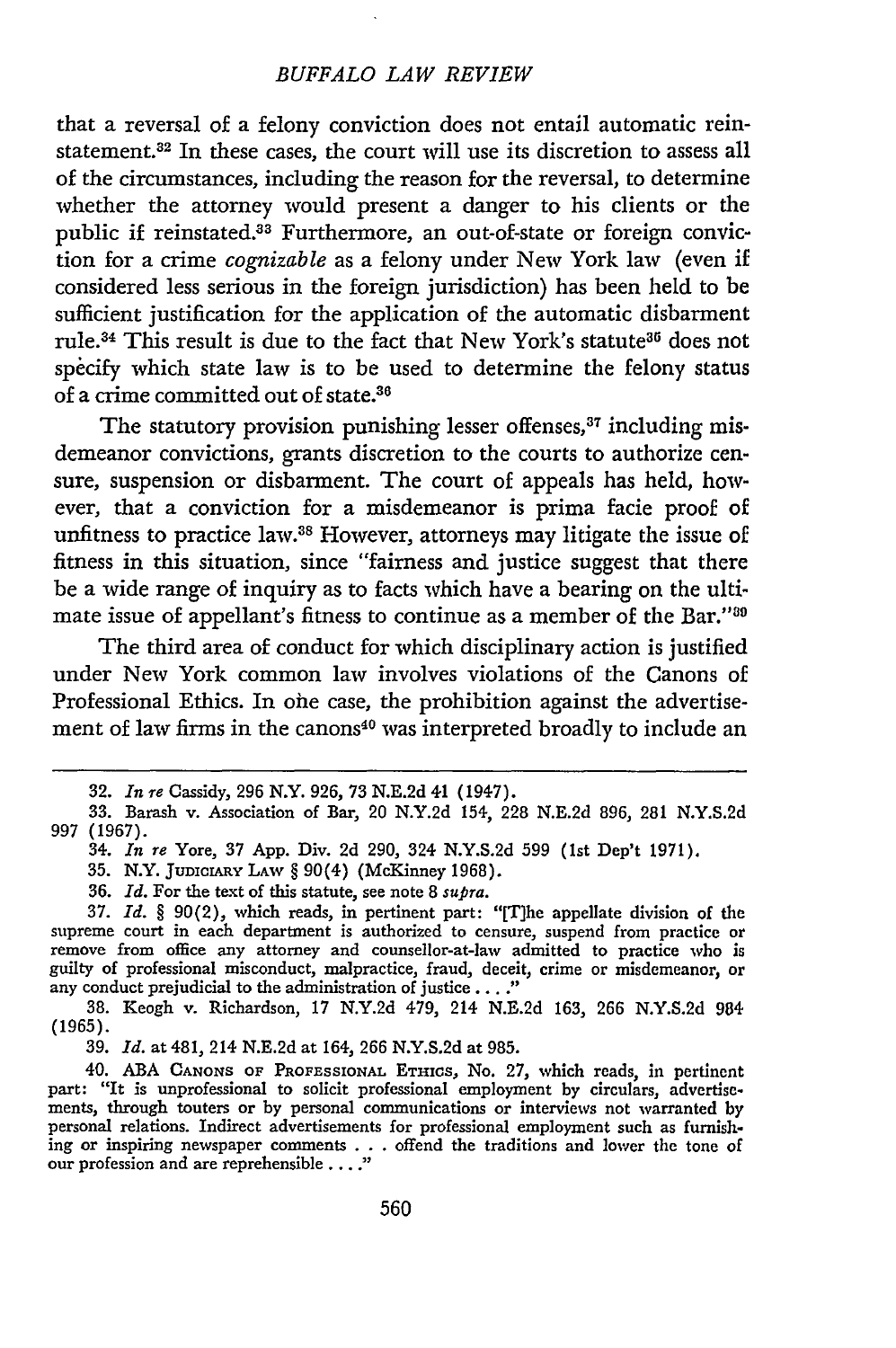that a reversal of a felony conviction does not entail automatic reinstatement.[32] In these cases, the court will use its discretion to assess all of the circumstances, including the reason for the reversal, to determine whether the attorney would present a danger to his clients or the public if reinstated.[33] Furthermore, an out-of-state or foreign conviction for a crime *cognizable* as a felony under New York law (even if considered less serious in the foreign jurisdiction) has been held to be sufficient justification for the application of the automatic disbarment rule.[34] This result is due to the fact that New York's statute[35] does not specify which state law is to be used to determine the felony status of a crime committed out of state.[36]

The statutory provision punishing lesser offenses,[37] including misdemeanor convictions, grants discretion to the courts to authorize censure, suspension or disbarment. The court of appeals has held, however, that a conviction for a misdemeanor is prima facie proof of unfitness to practice law.[38] However, attorneys may litigate the issue of fitness in this situation, since "fairness and justice suggest that there be a wide range of inquiry as to facts which have a bearing on the ultimate issue of appellant's fitness to continue as a member of the Bar."[39]

The third area of conduct for which disciplinary action is justified under New York common law involves violations of the Canons of Professional Ethics. In one case, the prohibition against the advertisement of law firms in the canons[40] was interpreted broadly to include an

---

32. *In re* Cassidy, 296 N.Y. 926, 73 N.E.2d 41 (1947).

33. Barash v. Association of Bar, 20 N.Y.2d 154, 228 N.E.2d 896, 281 N.Y.S.2d 997 (1967).

34. *In re* Yore, 37 App. Div. 2d 290, 324 N.Y.S.2d 599 (1st Dep't 1971).

35. N.Y. JUDICIARY LAW § 90(4) (McKinney 1968).

36. *Id.* For the text of this statute, see note 8 *supra.*

37. *Id.* § 90(2), which reads, in pertinent part: "[T]he appellate division of the supreme court in each department is authorized to censure, suspend from practice or remove from office any attorney and counsellor-at-law admitted to practice who is guilty of professional misconduct, malpractice, fraud, deceit, crime or misdemeanor, or any conduct prejudicial to the administration of justice . . . ."

38. Keogh v. Richardson, 17 N.Y.2d 479, 214 N.E.2d 163, 266 N.Y.S.2d 984 (1965).

39. *Id.* at 481, 214 N.E.2d at 164, 266 N.Y.S.2d at 985.

40. ABA CANONS OF PROFESSIONAL ETHICS, No. 27, which reads, in pertinent part: "It is unprofessional to solicit professional employment by circulars, advertisements, through touters or by personal communications or interviews not warranted by personal relations. Indirect advertisements for professional employment such as furnishing or inspiring newspaper comments . . . offend the traditions and lower the tone of our profession and are reprehensible . . . ."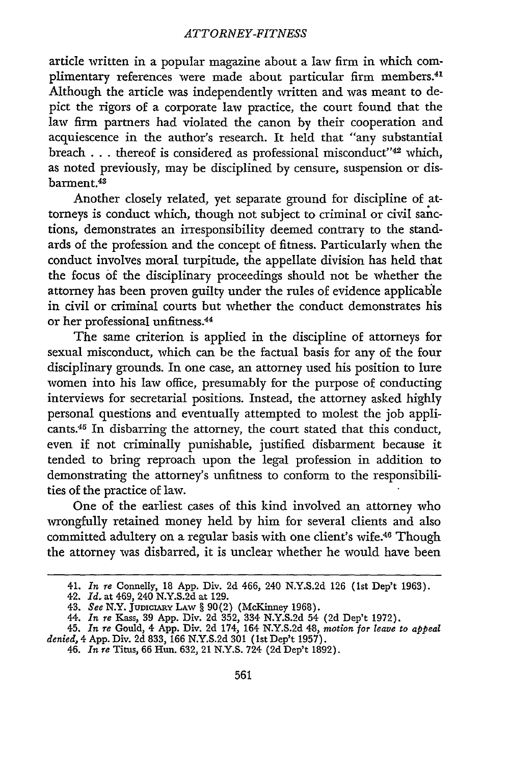article written in a popular magazine about a law firm in which complimentary references were made about particular firm members.[41] Although the article was independently written and was meant to depict the rigors of a corporate law practice, the court found that the law firm partners had violated the canon by their cooperation and acquiescence in the author's research. It held that "any substantial breach . . . thereof is considered as professional misconduct"[42] which, as noted previously, may be disciplined by censure, suspension or disbarment.[43]

Another closely related, yet separate ground for discipline of attorneys is conduct which, though not subject to criminal or civil sanctions, demonstrates an irresponsibility deemed contrary to the standards of the profession and the concept of fitness. Particularly when the conduct involves moral turpitude, the appellate division has held that the focus of the disciplinary proceedings should not be whether the attorney has been proven guilty under the rules of evidence applicable in civil or criminal courts but whether the conduct demonstrates his or her professional unfitness.[44]

The same criterion is applied in the discipline of attorneys for sexual misconduct, which can be the factual basis for any of the four disciplinary grounds. In one case, an attorney used his position to lure women into his law office, presumably for the purpose of conducting interviews for secretarial positions. Instead, the attorney asked highly personal questions and eventually attempted to molest the job applicants.[45] In disbarring the attorney, the court stated that this conduct, even if not criminally punishable, justified disbarment because it tended to bring reproach upon the legal profession in addition to demonstrating the attorney's unfitness to conform to the responsibilities of the practice of law.

One of the earliest cases of this kind involved an attorney who wrongfully retained money held by him for several clients and also committed adultery on a regular basis with one client's wife.[46] Though the attorney was disbarred, it is unclear whether he would have been

---

41. *In re* Connelly, 18 App. Div. 2d 466, 240 N.Y.S.2d 126 (1st Dep't 1963).

42. *Id.* at 469, 240 N.Y.S.2d at 129.

43. *See* N.Y. JUDICIARY LAW § 90(2) (McKinney 1968).

44. *In re* Kass, 39 App. Div. 2d 352, 334 N.Y.S.2d 54 (2d Dep't 1972).

45. *In re* Gould, 4 App. Div. 2d 174, 164 N.Y.S.2d 48, *motion for leave to appeal denied,* 4 App. Div. 2d 833, 166 N.Y.S.2d 301 (1st Dep't 1957).

46. *In re* Titus, 66 Hun. 632, 21 N.Y.S. 724 (2d Dep't 1892).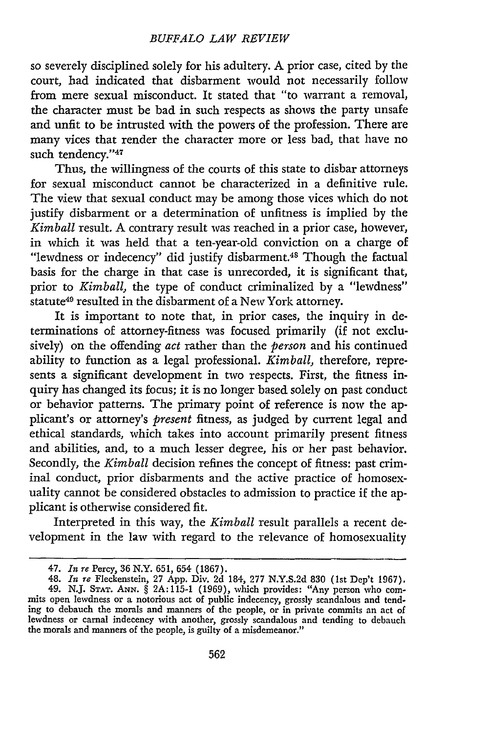so severely disciplined solely for his adultery. A prior case, cited by the court, had indicated that disbarment would not necessarily follow from mere sexual misconduct. It stated that "to warrant a removal, the character must be bad in such respects as shows the party unsafe and unfit to be intrusted with the powers of the profession. There are many vices that render the character more or less bad, that have no such tendency."[47]

Thus, the willingness of the courts of this state to disbar attorneys for sexual misconduct cannot be characterized in a definitive rule. The view that sexual conduct may be among those vices which do not justify disbarment or a determination of unfitness is implied by the *Kimball* result. A contrary result was reached in a prior case, however, in which it was held that a ten-year-old conviction on a charge of "lewdness or indecency" did justify disbarment.[48] Though the factual basis for the charge in that case is unrecorded, it is significant that, prior to *Kimball*, the type of conduct criminalized by a "lewdness" statute[49] resulted in the disbarment of a New York attorney.

It is important to note that, in prior cases, the inquiry in determinations of attorney-fitness was focused primarily (if not exclusively) on the offending *act* rather than the *person* and his continued ability to function as a legal professional. *Kimball*, therefore, represents a significant development in two respects. First, the fitness inquiry has changed its focus; it is no longer based solely on past conduct or behavior patterns. The primary point of reference is now the applicant's or attorney's *present* fitness, as judged by current legal and ethical standards, which takes into account primarily present fitness and abilities, and, to a much lesser degree, his or her past behavior. Secondly, the *Kimball* decision refines the concept of fitness: past criminal conduct, prior disbarments and the active practice of homosexuality cannot be considered obstacles to admission to practice if the applicant is otherwise considered fit.

Interpreted in this way, the *Kimball* result parallels a recent development in the law with regard to the relevance of homosexuality

---

47. *In re* Percy, 36 N.Y. 651, 654 (1867).

48. *In re* Fleckenstein, 27 App. Div. 2d 184, 277 N.Y.S.2d 830 (1st Dep't 1967).

49. N.J. STAT. ANN. § 2A:115-1 (1969), which provides: "Any person who commits open lewdness or a notorious act of public indecency, grossly scandalous and tending to debauch the morals and manners of the people, or in private commits an act of lewdness or carnal indecency with another, grossly scandalous and tending to debauch the morals and manners of the people, is guilty of a misdemeanor."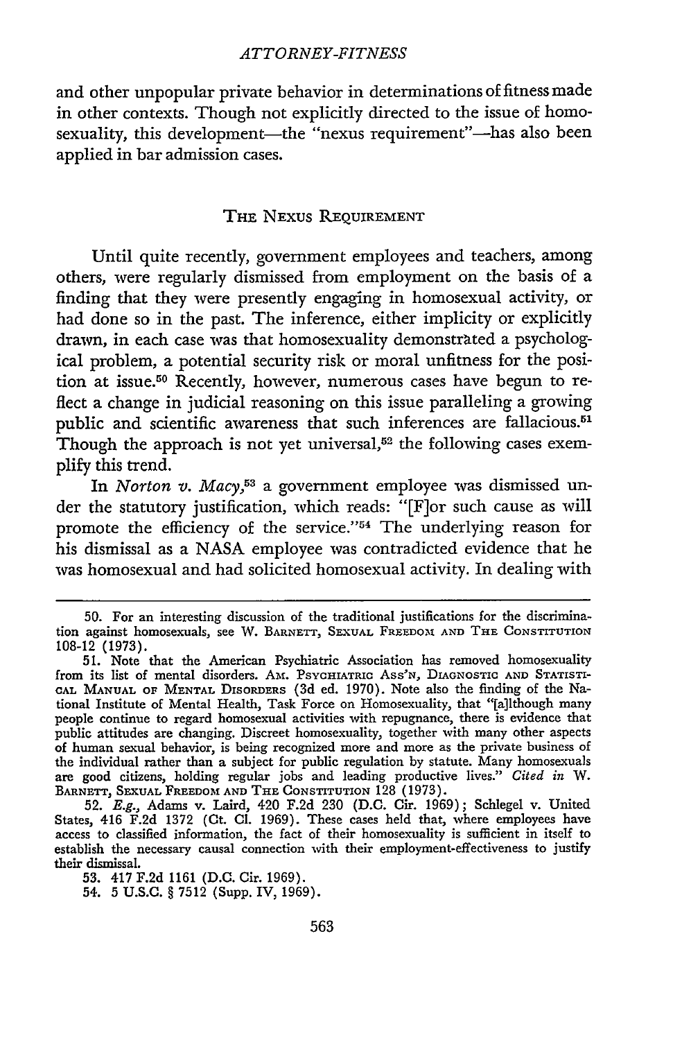and other unpopular private behavior in determinations of fitness made in other contexts. Though not explicitly directed to the issue of homosexuality, this development—the "nexus requirement"—has also been applied in bar admission cases.

## THE NEXUS REQUIREMENT

Until quite recently, government employees and teachers, among others, were regularly dismissed from employment on the basis of a finding that they were presently engaging in homosexual activity, or had done so in the past. The inference, either implicity or explicitly drawn, in each case was that homosexuality demonstrated a psychological problem, a potential security risk or moral unfitness for the position at issue.[50] Recently, however, numerous cases have begun to reflect a change in judicial reasoning on this issue paralleling a growing public and scientific awareness that such inferences are fallacious.[51] Though the approach is not yet universal,[52] the following cases exemplify this trend.

In *Norton v. Macy*,[53] a government employee was dismissed under the statutory justification, which reads: "[F]or such cause as will promote the efficiency of the service."[54] The underlying reason for his dismissal as a NASA employee was contradicted evidence that he was homosexual and had solicited homosexual activity. In dealing with

---

50. For an interesting discussion of the traditional justifications for the discrimination against homosexuals, see W. BARNETT, SEXUAL FREEDOM AND THE CONSTITUTION 108-12 (1973).

51. Note that the American Psychiatric Association has removed homosexuality from its list of mental disorders. AM. PSYCHIATRIC ASS'N, DIAGNOSTIC AND STATISTICAL MANUAL OF MENTAL DISORDERS (3d ed. 1970). Note also the finding of the National Institute of Mental Health, Task Force on Homosexuality, that "[a]lthough many people continue to regard homosexual activities with repugnance, there is evidence that public attitudes are changing. Discreet homosexuality, together with many other aspects of human sexual behavior, is being recognized more and more as the private business of the individual rather than a subject for public regulation by statute. Many homosexuals are good citizens, holding regular jobs and leading productive lives." *Cited in* W. BARNETT, SEXUAL FREEDOM AND THE CONSTITUTION 128 (1973).

52. *E.g.*, Adams v. Laird, 420 F.2d 230 (D.C. Cir. 1969); Schlegel v. United States, 416 F.2d 1372 (Ct. Cl. 1969). These cases held that, where employees have access to classified information, the fact of their homosexuality is sufficient in itself to establish the necessary causal connection with their employment-effectiveness to justify their dismissal.

53. 417 F.2d 1161 (D.C. Cir. 1969).

54. 5 U.S.C. § 7512 (Supp. IV, 1969).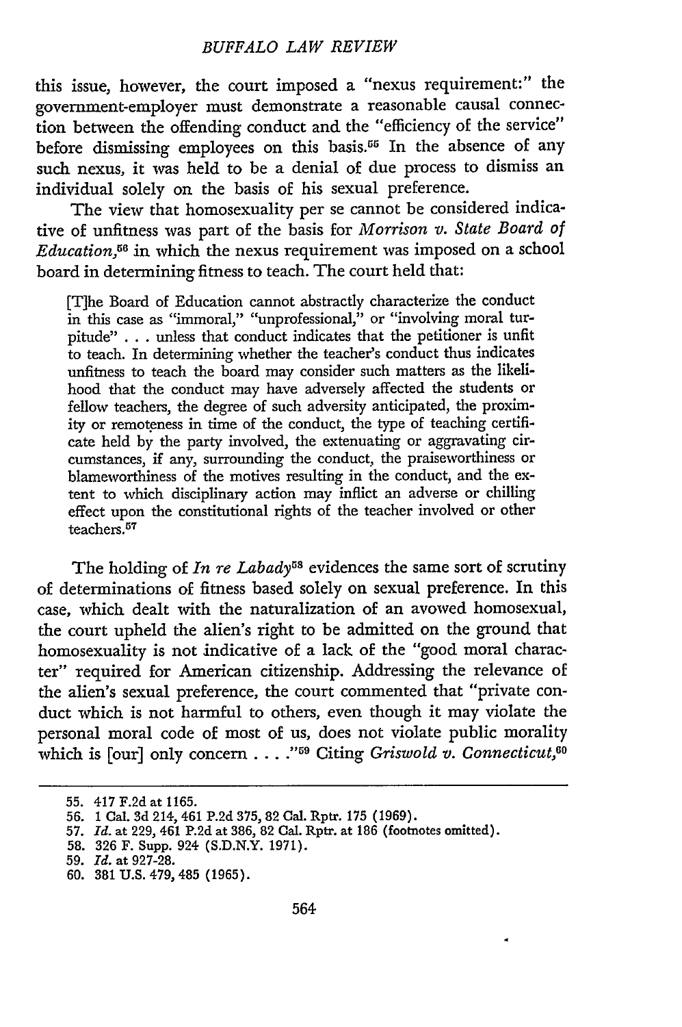this issue, however, the court imposed a "nexus requirement:" the government-employer must demonstrate a reasonable causal connection between the offending conduct and the "efficiency of the service" before dismissing employees on this basis.[55] In the absence of any such nexus, it was held to be a denial of due process to dismiss an individual solely on the basis of his sexual preference.

The view that homosexuality per se cannot be considered indicative of unfitness was part of the basis for *Morrison v. State Board of Education*,[56] in which the nexus requirement was imposed on a school board in determining fitness to teach. The court held that:

> [T]he Board of Education cannot abstractly characterize the conduct in this case as "immoral," "unprofessional," or "involving moral turpitude" . . . unless that conduct indicates that the petitioner is unfit to teach. In determining whether the teacher's conduct thus indicates unfitness to teach the board may consider such matters as the likelihood that the conduct may have adversely affected the students or fellow teachers, the degree of such adversity anticipated, the proximity or remoteness in time of the conduct, the type of teaching certificate held by the party involved, the extenuating or aggravating circumstances, if any, surrounding the conduct, the praiseworthiness or blameworthiness of the motives resulting in the conduct, and the extent to which disciplinary action may inflict an adverse or chilling effect upon the constitutional rights of the teacher involved or other teachers.[57]

The holding of *In re Labady*[58] evidences the same sort of scrutiny of determinations of fitness based solely on sexual preference. In this case, which dealt with the naturalization of an avowed homosexual, the court upheld the alien's right to be admitted on the ground that homosexuality is not indicative of a lack of the "good moral character" required for American citizenship. Addressing the relevance of the alien's sexual preference, the court commented that "private conduct which is not harmful to others, even though it may violate the personal moral code of most of us, does not violate public morality which is [our] only concern . . . ."[59] Citing *Griswold v. Connecticut*,[60]

---

55. 417 F.2d at 1165.
56. 1 Cal. 3d 214, 461 P.2d 375, 82 Cal. Rptr. 175 (1969).
57. *Id.* at 229, 461 P.2d at 386, 82 Cal. Rptr. at 186 (footnotes omitted).
58. 326 F. Supp. 924 (S.D.N.Y. 1971).
59. *Id.* at 927-28.
60. 381 U.S. 479, 485 (1965).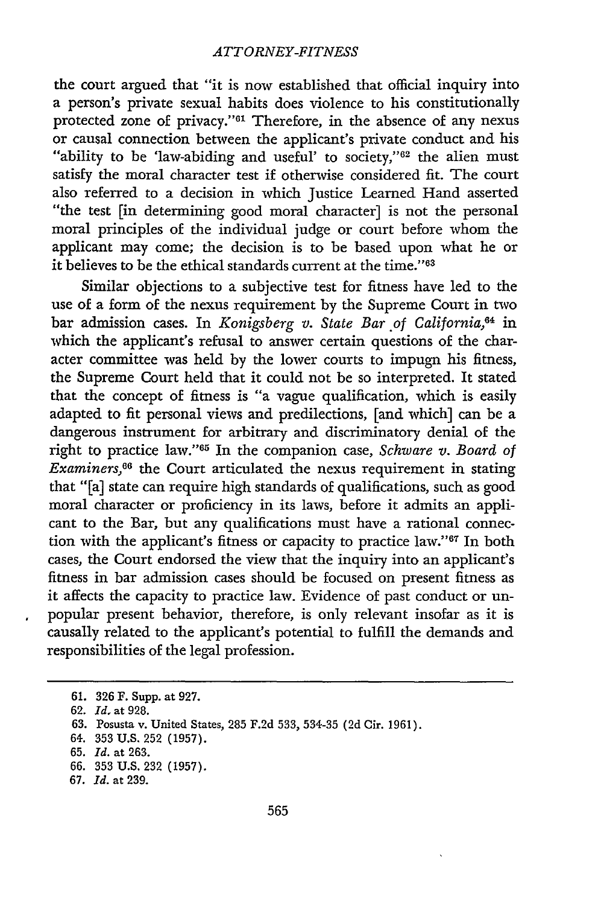the court argued that "it is now established that official inquiry into a person's private sexual habits does violence to his constitutionally protected zone of privacy."[61] Therefore, in the absence of any nexus or causal connection between the applicant's private conduct and his "ability to be 'law-abiding and useful' to society,"[62] the alien must satisfy the moral character test if otherwise considered fit. The court also referred to a decision in which Justice Learned Hand asserted "the test [in determining good moral character] is not the personal moral principles of the individual judge or court before whom the applicant may come; the decision is to be based upon what he or it believes to be the ethical standards current at the time."[63]

Similar objections to a subjective test for fitness have led to the use of a form of the nexus requirement by the Supreme Court in two bar admission cases. In *Konigsberg v. State Bar of California*,[64] in which the applicant's refusal to answer certain questions of the character committee was held by the lower courts to impugn his fitness, the Supreme Court held that it could not be so interpreted. It stated that the concept of fitness is "a vague qualification, which is easily adapted to fit personal views and predilections, [and which] can be a dangerous instrument for arbitrary and discriminatory denial of the right to practice law."[65] In the companion case, *Schware v. Board of Examiners*,[66] the Court articulated the nexus requirement in stating that "[a] state can require high standards of qualifications, such as good moral character or proficiency in its laws, before it admits an applicant to the Bar, but any qualifications must have a rational connection with the applicant's fitness or capacity to practice law."[67] In both cases, the Court endorsed the view that the inquiry into an applicant's fitness in bar admission cases should be focused on present fitness as it affects the capacity to practice law. Evidence of past conduct or unpopular present behavior, therefore, is only relevant insofar as it is causally related to the applicant's potential to fulfill the demands and responsibilities of the legal profession.

---

61. 326 F. Supp. at 927.
62. *Id.* at 928.
63. Posusta v. United States, 285 F.2d 533, 534-35 (2d Cir. 1961).
64. 353 U.S. 252 (1957).
65. *Id.* at 263.
66. 353 U.S. 232 (1957).
67. *Id.* at 239.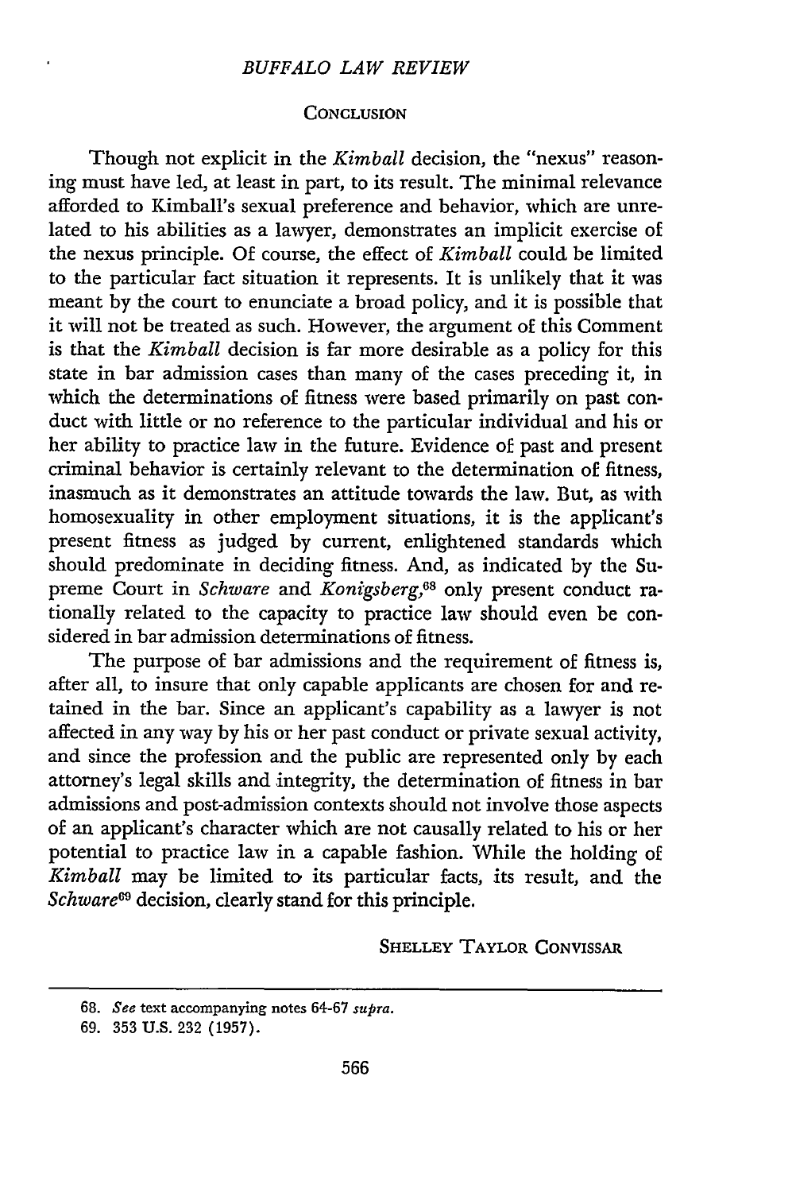## CONCLUSION

Though not explicit in the *Kimball* decision, the "nexus" reasoning must have led, at least in part, to its result. The minimal relevance afforded to Kimball's sexual preference and behavior, which are unrelated to his abilities as a lawyer, demonstrates an implicit exercise of the nexus principle. Of course, the effect of *Kimball* could be limited to the particular fact situation it represents. It is unlikely that it was meant by the court to enunciate a broad policy, and it is possible that it will not be treated as such. However, the argument of this Comment is that the *Kimball* decision is far more desirable as a policy for this state in bar admission cases than many of the cases preceding it, in which the determinations of fitness were based primarily on past conduct with little or no reference to the particular individual and his or her ability to practice law in the future. Evidence of past and present criminal behavior is certainly relevant to the determination of fitness, inasmuch as it demonstrates an attitude towards the law. But, as with homosexuality in other employment situations, it is the applicant's present fitness as judged by current, enlightened standards which should predominate in deciding fitness. And, as indicated by the Supreme Court in *Schware* and *Konigsberg*,[68] only present conduct rationally related to the capacity to practice law should even be considered in bar admission determinations of fitness.

The purpose of bar admissions and the requirement of fitness is, after all, to insure that only capable applicants are chosen for and retained in the bar. Since an applicant's capability as a lawyer is not affected in any way by his or her past conduct or private sexual activity, and since the profession and the public are represented only by each attorney's legal skills and integrity, the determination of fitness in bar admissions and post-admission contexts should not involve those aspects of an applicant's character which are not causally related to his or her potential to practice law in a capable fashion. While the holding of *Kimball* may be limited to its particular facts, its result, and the *Schware*[69] decision, clearly stand for this principle.

SHELLEY TAYLOR CONVISSAR

---

68. *See* text accompanying notes 64-67 *supra*.

69. 353 U.S. 232 (1957).